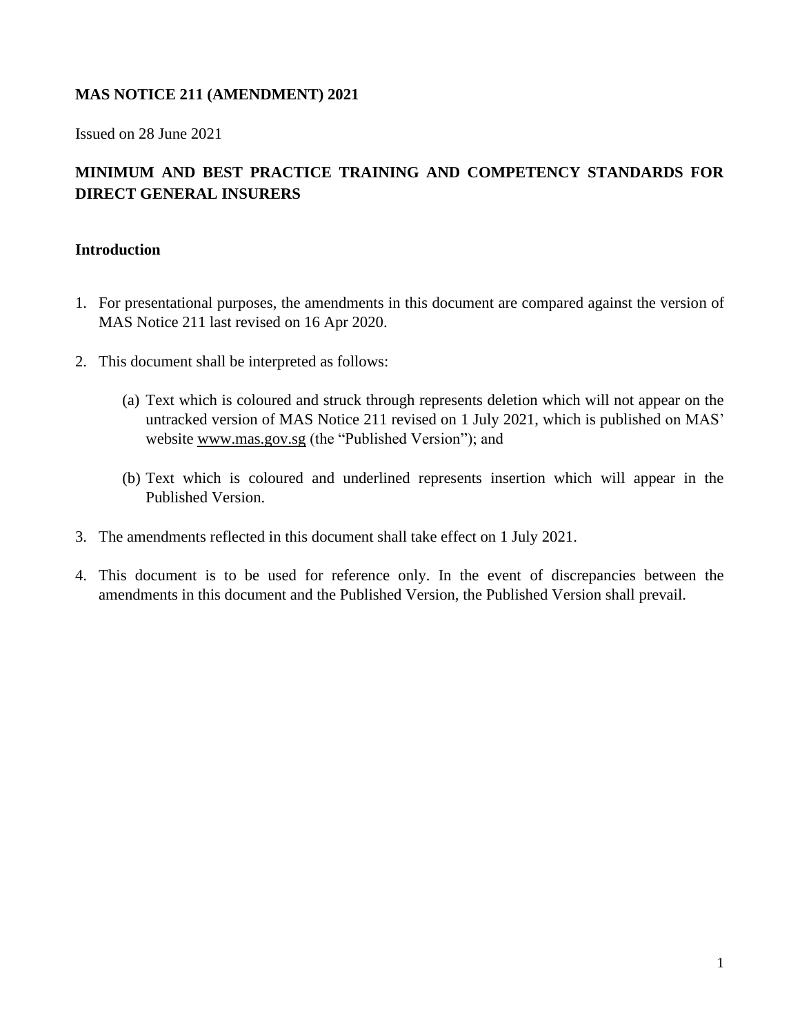**MAS NOTICE 211 (AMENDMENT) 2021**

Issued on 28 June 2021

**MINIMUM AND BEST PRACTICE TRAINING AND COMPETENCY STANDARDS FOR DIRECT GENERAL INSURERS**

**Introduction**

1. For presentational purposes, the amendments in this document are compared against the version of MAS Notice 211 last revised on 16 Apr 2020.

2. This document shall be interpreted as follows:

   (a) Text which is coloured and struck through represents deletion which will not appear on the untracked version of MAS Notice 211 revised on 1 July 2021, which is published on MAS' website www.mas.gov.sg (the "Published Version"); and

   (b) Text which is coloured and underlined represents insertion which will appear in the Published Version.

3. The amendments reflected in this document shall take effect on 1 July 2021.

4. This document is to be used for reference only. In the event of discrepancies between the amendments in this document and the Published Version, the Published Version shall prevail.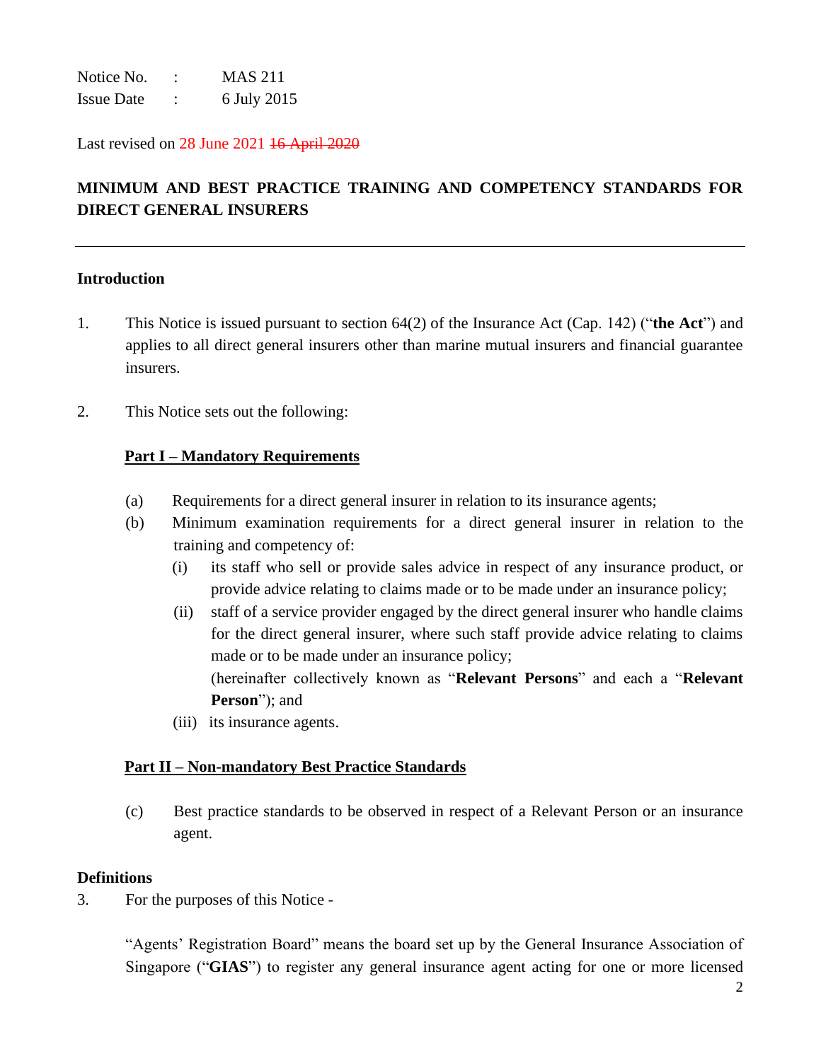Notice No. : MAS 211
Issue Date : 6 July 2015

Last revised on 28 June 2021 ~~16 April 2020~~

## MINIMUM AND BEST PRACTICE TRAINING AND COMPETENCY STANDARDS FOR DIRECT GENERAL INSURERS

---

### Introduction

1. This Notice is issued pursuant to section 64(2) of the Insurance Act (Cap. 142) ("**the Act**") and applies to all direct general insurers other than marine mutual insurers and financial guarantee insurers.

2. This Notice sets out the following:

   **Part I – Mandatory Requirements**

   (a) Requirements for a direct general insurer in relation to its insurance agents;

   (b) Minimum examination requirements for a direct general insurer in relation to the training and competency of:

   (i) its staff who sell or provide sales advice in respect of any insurance product, or provide advice relating to claims made or to be made under an insurance policy;

   (ii) staff of a service provider engaged by the direct general insurer who handle claims for the direct general insurer, where such staff provide advice relating to claims made or to be made under an insurance policy;

   (hereinafter collectively known as "**Relevant Persons**" and each a "**Relevant Person**"); and

   (iii) its insurance agents.

   **Part II – Non-mandatory Best Practice Standards**

   (c) Best practice standards to be observed in respect of a Relevant Person or an insurance agent.

### Definitions

3. For the purposes of this Notice -

   "Agents' Registration Board" means the board set up by the General Insurance Association of Singapore ("**GIAS**") to register any general insurance agent acting for one or more licensed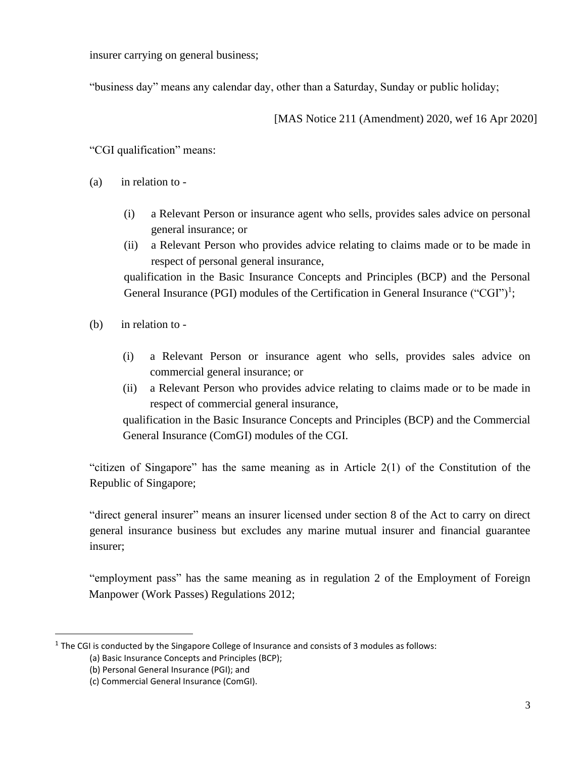insurer carrying on general business;

"business day" means any calendar day, other than a Saturday, Sunday or public holiday;

[MAS Notice 211 (Amendment) 2020, wef 16 Apr 2020]

"CGI qualification" means:

(a) in relation to -

  (i) a Relevant Person or insurance agent who sells, provides sales advice on personal general insurance; or
  (ii) a Relevant Person who provides advice relating to claims made or to be made in respect of personal general insurance,

  qualification in the Basic Insurance Concepts and Principles (BCP) and the Personal General Insurance (PGI) modules of the Certification in General Insurance ("CGI")[1];

(b) in relation to -

  (i) a Relevant Person or insurance agent who sells, provides sales advice on commercial general insurance; or
  (ii) a Relevant Person who provides advice relating to claims made or to be made in respect of commercial general insurance,

  qualification in the Basic Insurance Concepts and Principles (BCP) and the Commercial General Insurance (ComGI) modules of the CGI.

"citizen of Singapore" has the same meaning as in Article 2(1) of the Constitution of the Republic of Singapore;

"direct general insurer" means an insurer licensed under section 8 of the Act to carry on direct general insurance business but excludes any marine mutual insurer and financial guarantee insurer;

"employment pass" has the same meaning as in regulation 2 of the Employment of Foreign Manpower (Work Passes) Regulations 2012;

---

[1] The CGI is conducted by the Singapore College of Insurance and consists of 3 modules as follows:
(a) Basic Insurance Concepts and Principles (BCP);
(b) Personal General Insurance (PGI); and
(c) Commercial General Insurance (ComGI).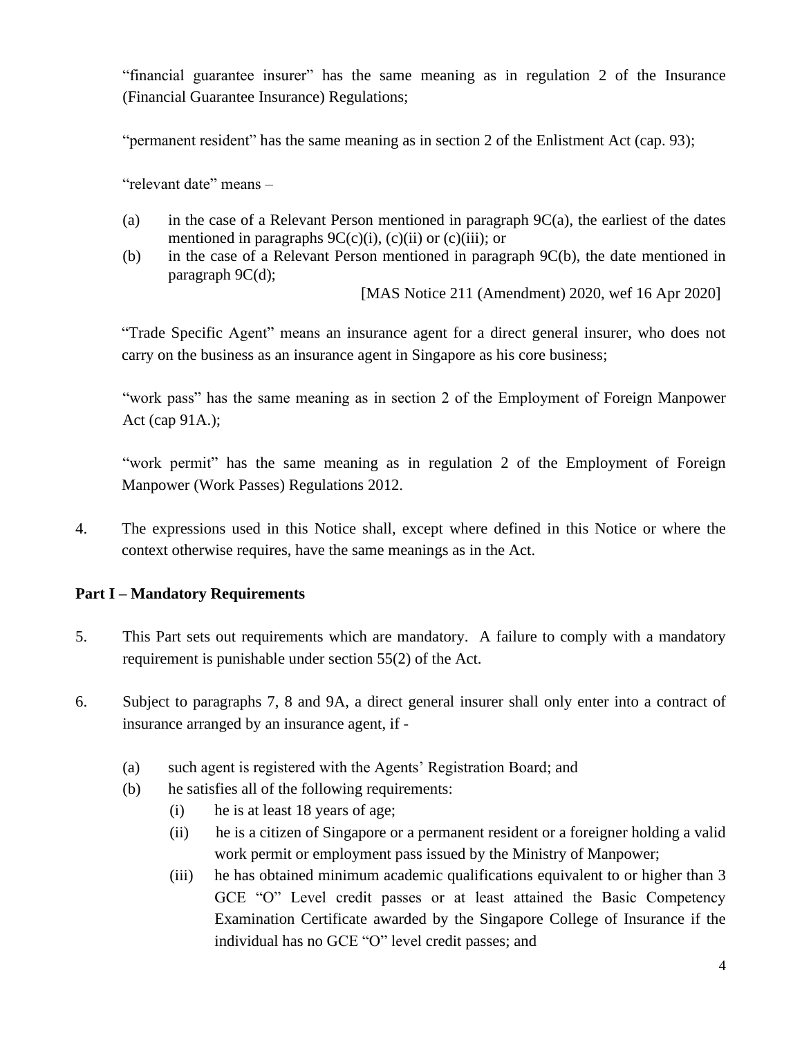"financial guarantee insurer" has the same meaning as in regulation 2 of the Insurance (Financial Guarantee Insurance) Regulations;

"permanent resident" has the same meaning as in section 2 of the Enlistment Act (cap. 93);

"relevant date" means –

(a) in the case of a Relevant Person mentioned in paragraph 9C(a), the earliest of the dates mentioned in paragraphs 9C(c)(i), (c)(ii) or (c)(iii); or
(b) in the case of a Relevant Person mentioned in paragraph 9C(b), the date mentioned in paragraph 9C(d);

[MAS Notice 211 (Amendment) 2020, wef 16 Apr 2020]

"Trade Specific Agent" means an insurance agent for a direct general insurer, who does not carry on the business as an insurance agent in Singapore as his core business;

"work pass" has the same meaning as in section 2 of the Employment of Foreign Manpower Act (cap 91A.);

"work permit" has the same meaning as in regulation 2 of the Employment of Foreign Manpower (Work Passes) Regulations 2012.

4. The expressions used in this Notice shall, except where defined in this Notice or where the context otherwise requires, have the same meanings as in the Act.

**Part I – Mandatory Requirements**

5. This Part sets out requirements which are mandatory. A failure to comply with a mandatory requirement is punishable under section 55(2) of the Act.

6. Subject to paragraphs 7, 8 and 9A, a direct general insurer shall only enter into a contract of insurance arranged by an insurance agent, if -

   (a) such agent is registered with the Agents' Registration Board; and
   (b) he satisfies all of the following requirements:
      (i) he is at least 18 years of age;
      (ii) he is a citizen of Singapore or a permanent resident or a foreigner holding a valid work permit or employment pass issued by the Ministry of Manpower;
      (iii) he has obtained minimum academic qualifications equivalent to or higher than 3 GCE "O" Level credit passes or at least attained the Basic Competency Examination Certificate awarded by the Singapore College of Insurance if the individual has no GCE "O" level credit passes; and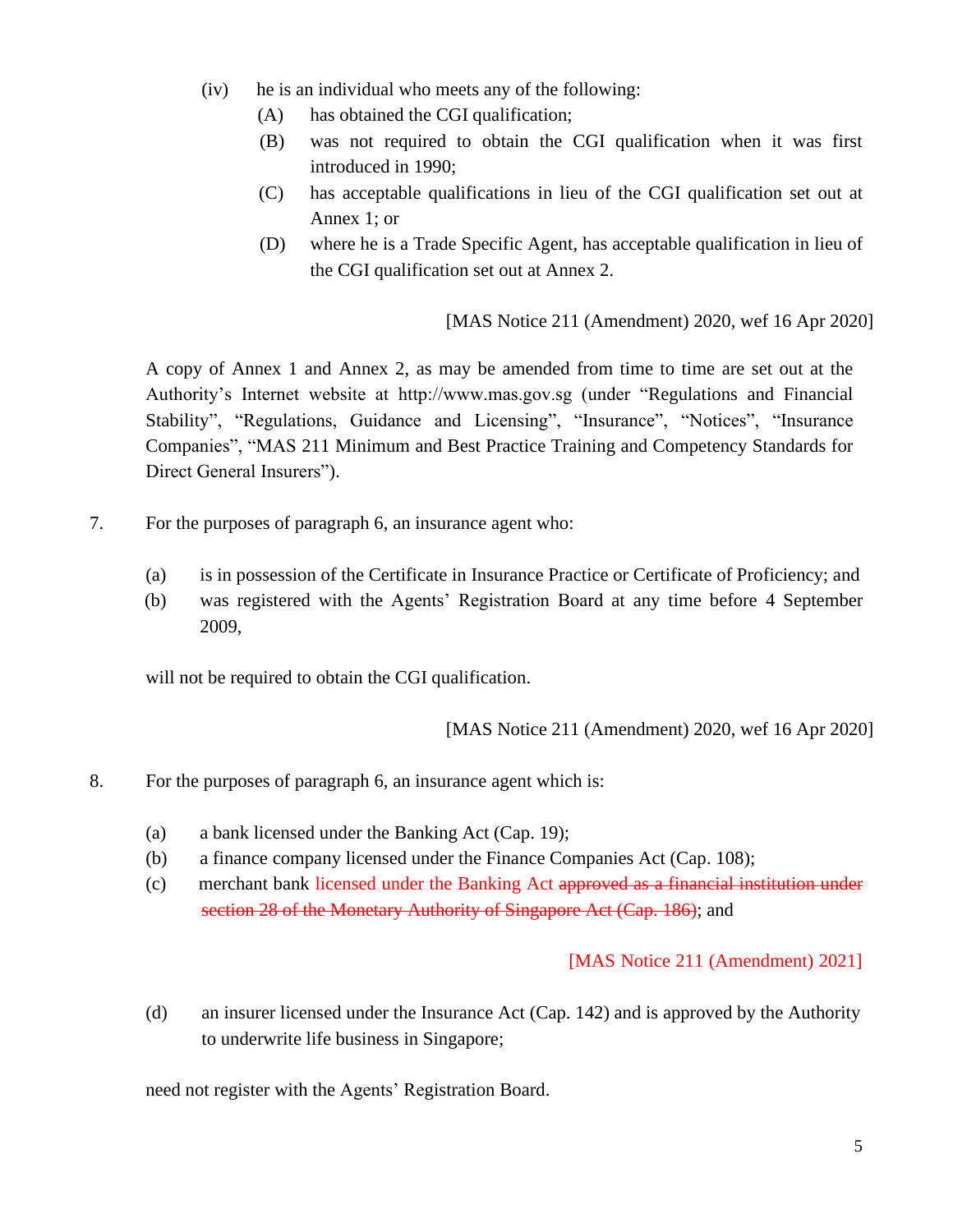(iv) he is an individual who meets any of the following:

(A) has obtained the CGI qualification;

(B) was not required to obtain the CGI qualification when it was first introduced in 1990;

(C) has acceptable qualifications in lieu of the CGI qualification set out at Annex 1; or

(D) where he is a Trade Specific Agent, has acceptable qualification in lieu of the CGI qualification set out at Annex 2.

[MAS Notice 211 (Amendment) 2020, wef 16 Apr 2020]

A copy of Annex 1 and Annex 2, as may be amended from time to time are set out at the Authority's Internet website at http://www.mas.gov.sg (under "Regulations and Financial Stability", "Regulations, Guidance and Licensing", "Insurance", "Notices", "Insurance Companies", "MAS 211 Minimum and Best Practice Training and Competency Standards for Direct General Insurers").

7. For the purposes of paragraph 6, an insurance agent who:

(a) is in possession of the Certificate in Insurance Practice or Certificate of Proficiency; and

(b) was registered with the Agents' Registration Board at any time before 4 September 2009,

will not be required to obtain the CGI qualification.

[MAS Notice 211 (Amendment) 2020, wef 16 Apr 2020]

8. For the purposes of paragraph 6, an insurance agent which is:

(a) a bank licensed under the Banking Act (Cap. 19);

(b) a finance company licensed under the Finance Companies Act (Cap. 108);

(c) merchant bank licensed under the Banking Act ~~approved as a financial institution under section 28 of the Monetary Authority of Singapore Act (Cap. 186)~~; and

[MAS Notice 211 (Amendment) 2021]

(d) an insurer licensed under the Insurance Act (Cap. 142) and is approved by the Authority to underwrite life business in Singapore;

need not register with the Agents' Registration Board.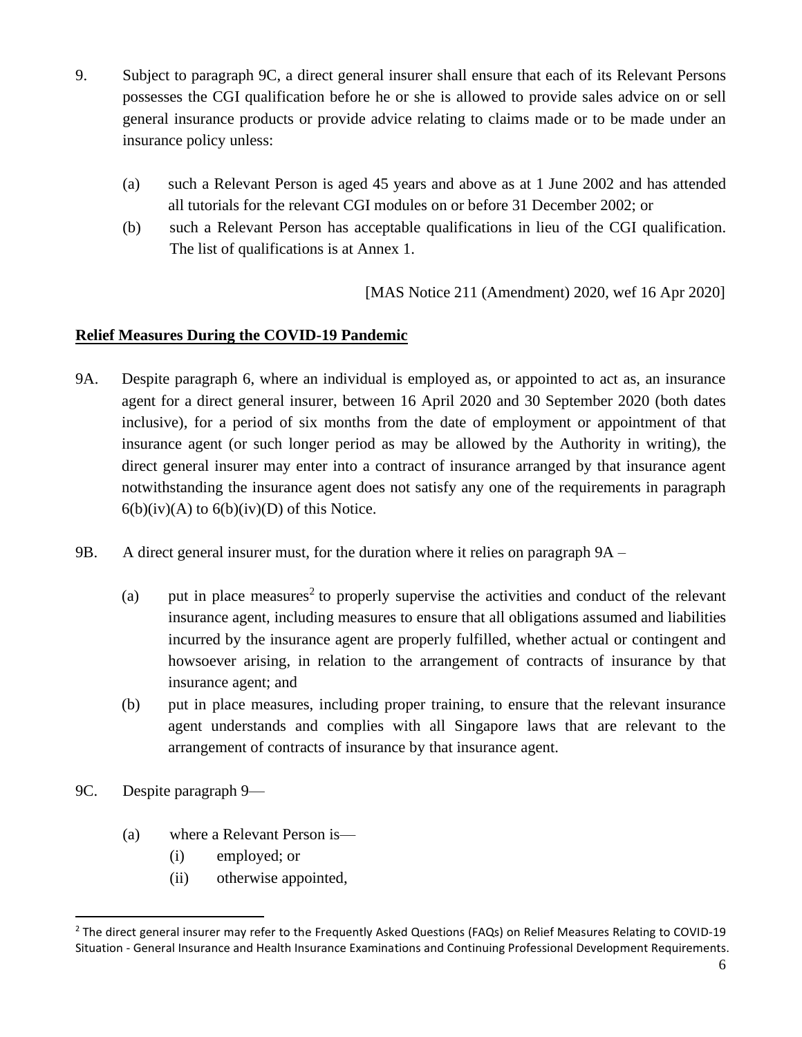9. Subject to paragraph 9C, a direct general insurer shall ensure that each of its Relevant Persons possesses the CGI qualification before he or she is allowed to provide sales advice on or sell general insurance products or provide advice relating to claims made or to be made under an insurance policy unless:

   (a) such a Relevant Person is aged 45 years and above as at 1 June 2002 and has attended all tutorials for the relevant CGI modules on or before 31 December 2002; or
   
   (b) such a Relevant Person has acceptable qualifications in lieu of the CGI qualification. The list of qualifications is at Annex 1.

[MAS Notice 211 (Amendment) 2020, wef 16 Apr 2020]

**Relief Measures During the COVID-19 Pandemic**

9A. Despite paragraph 6, where an individual is employed as, or appointed to act as, an insurance agent for a direct general insurer, between 16 April 2020 and 30 September 2020 (both dates inclusive), for a period of six months from the date of employment or appointment of that insurance agent (or such longer period as may be allowed by the Authority in writing), the direct general insurer may enter into a contract of insurance arranged by that insurance agent notwithstanding the insurance agent does not satisfy any one of the requirements in paragraph 6(b)(iv)(A) to 6(b)(iv)(D) of this Notice.

9B. A direct general insurer must, for the duration where it relies on paragraph 9A –

   (a) put in place measures[2] to properly supervise the activities and conduct of the relevant insurance agent, including measures to ensure that all obligations assumed and liabilities incurred by the insurance agent are properly fulfilled, whether actual or contingent and howsoever arising, in relation to the arrangement of contracts of insurance by that insurance agent; and
   
   (b) put in place measures, including proper training, to ensure that the relevant insurance agent understands and complies with all Singapore laws that are relevant to the arrangement of contracts of insurance by that insurance agent.

9C. Despite paragraph 9—

   (a) where a Relevant Person is—
   
      (i) employed; or
      
      (ii) otherwise appointed,

[2] The direct general insurer may refer to the Frequently Asked Questions (FAQs) on Relief Measures Relating to COVID-19 Situation - General Insurance and Health Insurance Examinations and Continuing Professional Development Requirements.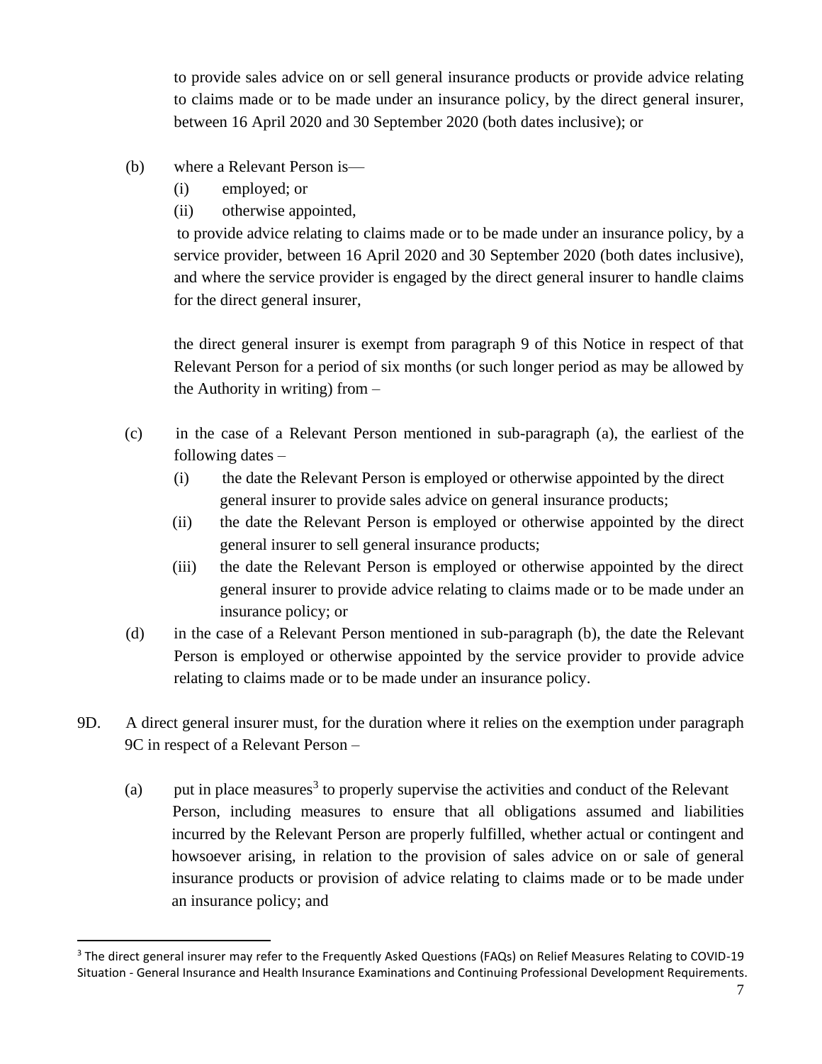to provide sales advice on or sell general insurance products or provide advice relating to claims made or to be made under an insurance policy, by the direct general insurer, between 16 April 2020 and 30 September 2020 (both dates inclusive); or

(b) where a Relevant Person is—
   (i) employed; or
   (ii) otherwise appointed,

   to provide advice relating to claims made or to be made under an insurance policy, by a service provider, between 16 April 2020 and 30 September 2020 (both dates inclusive), and where the service provider is engaged by the direct general insurer to handle claims for the direct general insurer,

   the direct general insurer is exempt from paragraph 9 of this Notice in respect of that Relevant Person for a period of six months (or such longer period as may be allowed by the Authority in writing) from –

(c) in the case of a Relevant Person mentioned in sub-paragraph (a), the earliest of the following dates –
   (i) the date the Relevant Person is employed or otherwise appointed by the direct general insurer to provide sales advice on general insurance products;
   (ii) the date the Relevant Person is employed or otherwise appointed by the direct general insurer to sell general insurance products;
   (iii) the date the Relevant Person is employed or otherwise appointed by the direct general insurer to provide advice relating to claims made or to be made under an insurance policy; or

(d) in the case of a Relevant Person mentioned in sub-paragraph (b), the date the Relevant Person is employed or otherwise appointed by the service provider to provide advice relating to claims made or to be made under an insurance policy.

9D. A direct general insurer must, for the duration where it relies on the exemption under paragraph 9C in respect of a Relevant Person –

(a) put in place measures[3] to properly supervise the activities and conduct of the Relevant Person, including measures to ensure that all obligations assumed and liabilities incurred by the Relevant Person are properly fulfilled, whether actual or contingent and howsoever arising, in relation to the provision of sales advice on or sale of general insurance products or provision of advice relating to claims made or to be made under an insurance policy; and

---

[3] The direct general insurer may refer to the Frequently Asked Questions (FAQs) on Relief Measures Relating to COVID-19 Situation - General Insurance and Health Insurance Examinations and Continuing Professional Development Requirements.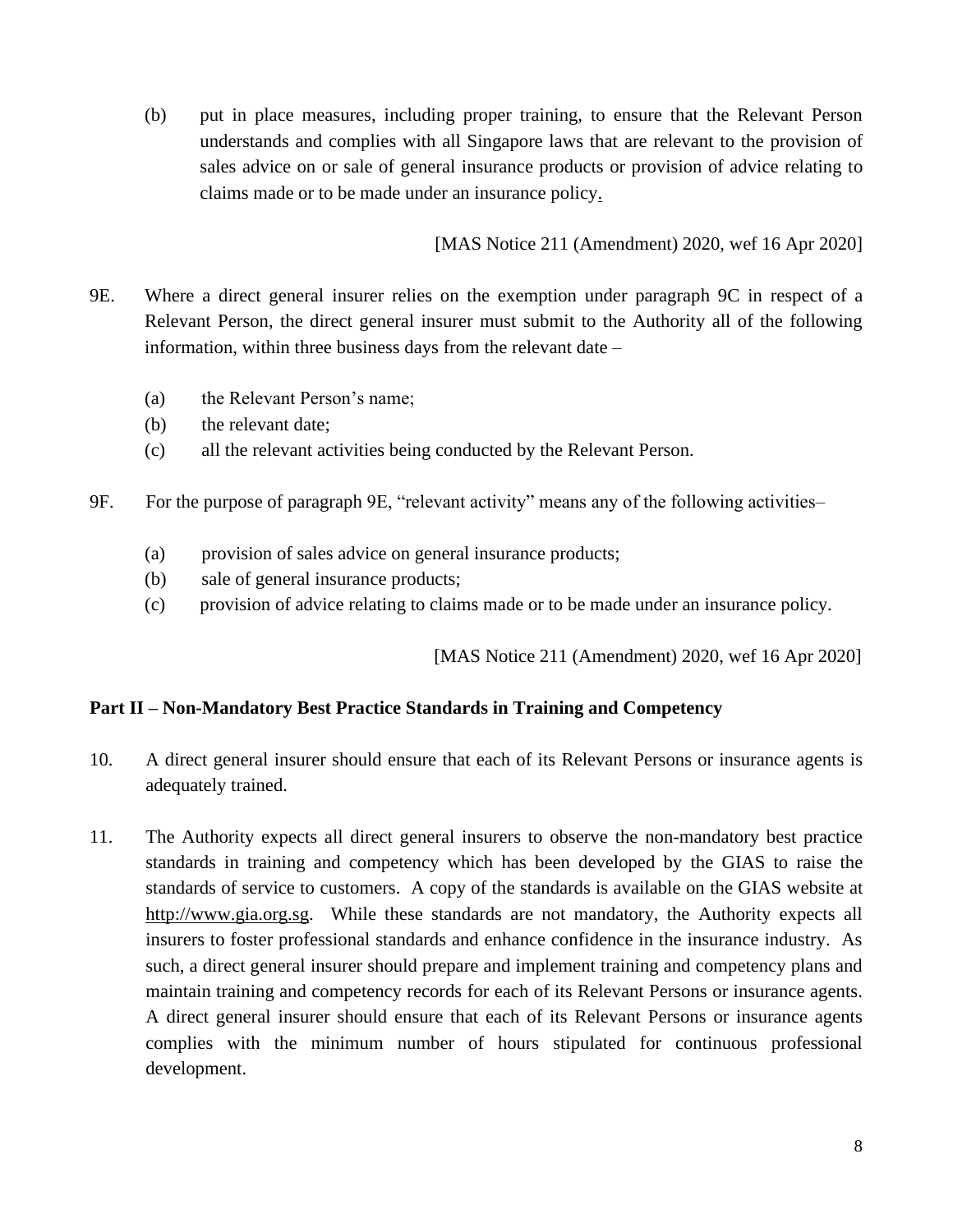(b) put in place measures, including proper training, to ensure that the Relevant Person understands and complies with all Singapore laws that are relevant to the provision of sales advice on or sale of general insurance products or provision of advice relating to claims made or to be made under an insurance policy.

[MAS Notice 211 (Amendment) 2020, wef 16 Apr 2020]

9E. Where a direct general insurer relies on the exemption under paragraph 9C in respect of a Relevant Person, the direct general insurer must submit to the Authority all of the following information, within three business days from the relevant date –

(a) the Relevant Person's name;
(b) the relevant date;
(c) all the relevant activities being conducted by the Relevant Person.

9F. For the purpose of paragraph 9E, "relevant activity" means any of the following activities–

(a) provision of sales advice on general insurance products;
(b) sale of general insurance products;
(c) provision of advice relating to claims made or to be made under an insurance policy.

[MAS Notice 211 (Amendment) 2020, wef 16 Apr 2020]

## Part II – Non-Mandatory Best Practice Standards in Training and Competency

10. A direct general insurer should ensure that each of its Relevant Persons or insurance agents is adequately trained.

11. The Authority expects all direct general insurers to observe the non-mandatory best practice standards in training and competency which has been developed by the GIAS to raise the standards of service to customers. A copy of the standards is available on the GIAS website at http://www.gia.org.sg. While these standards are not mandatory, the Authority expects all insurers to foster professional standards and enhance confidence in the insurance industry. As such, a direct general insurer should prepare and implement training and competency plans and maintain training and competency records for each of its Relevant Persons or insurance agents. A direct general insurer should ensure that each of its Relevant Persons or insurance agents complies with the minimum number of hours stipulated for continuous professional development.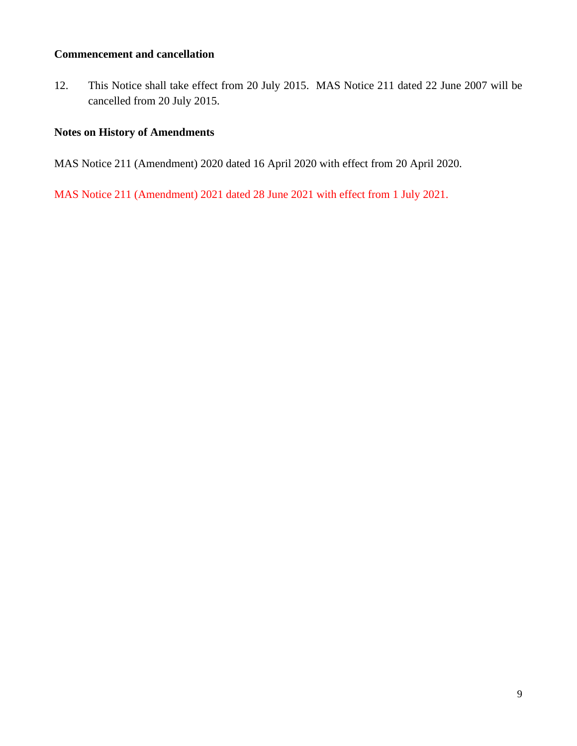**Commencement and cancellation**

12. This Notice shall take effect from 20 July 2015. MAS Notice 211 dated 22 June 2007 will be cancelled from 20 July 2015.

**Notes on History of Amendments**

MAS Notice 211 (Amendment) 2020 dated 16 April 2020 with effect from 20 April 2020.

MAS Notice 211 (Amendment) 2021 dated 28 June 2021 with effect from 1 July 2021.